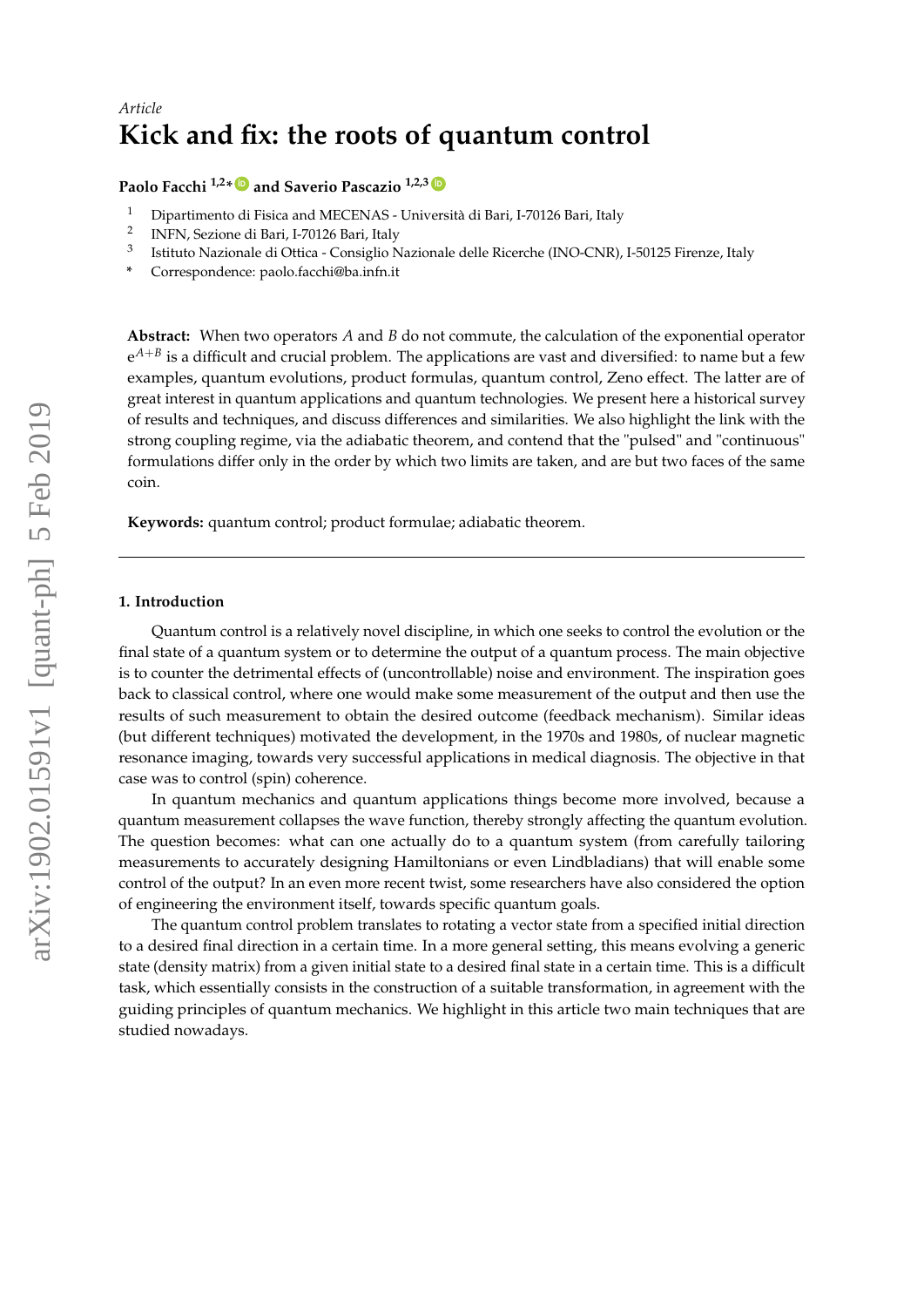*Article*

# Kick and fix: the roots of quantum control

**Paolo Facchi [1,2,*] and Saverio Pascazio [1,2,3]**

[1] Dipartimento di Fisica and MECENAS - Università di Bari, I-70126 Bari, Italy

[2] INFN, Sezione di Bari, I-70126 Bari, Italy

[3] Istituto Nazionale di Ottica - Consiglio Nazionale delle Ricerche (INO-CNR), I-50125 Firenze, Italy

[*] Correspondence: paolo.facchi@ba.infn.it

**Abstract:** When two operators $A$ and $B$ do not commute, the calculation of the exponential operator $\mathrm{e}^{A+B}$ is a difficult and crucial problem. The applications are vast and diversified: to name but a few examples, quantum evolutions, product formulas, quantum control, Zeno effect. The latter are of great interest in quantum applications and quantum technologies. We present here a historical survey of results and techniques, and discuss differences and similarities. We also highlight the link with the strong coupling regime, via the adiabatic theorem, and contend that the "pulsed" and "continuous" formulations differ only in the order by which two limits are taken, and are but two faces of the same coin.

**Keywords:** quantum control; product formulae; adiabatic theorem.

---

## 1. Introduction

Quantum control is a relatively novel discipline, in which one seeks to control the evolution or the final state of a quantum system or to determine the output of a quantum process. The main objective is to counter the detrimental effects of (uncontrollable) noise and environment. The inspiration goes back to classical control, where one would make some measurement of the output and then use the results of such measurement to obtain the desired outcome (feedback mechanism). Similar ideas (but different techniques) motivated the development, in the 1970s and 1980s, of nuclear magnetic resonance imaging, towards very successful applications in medical diagnosis. The objective in that case was to control (spin) coherence.

In quantum mechanics and quantum applications things become more involved, because a quantum measurement collapses the wave function, thereby strongly affecting the quantum evolution. The question becomes: what can one actually do to a quantum system (from carefully tailoring measurements to accurately designing Hamiltonians or even Lindbladians) that will enable some control of the output? In an even more recent twist, some researchers have also considered the option of engineering the environment itself, towards specific quantum goals.

The quantum control problem translates to rotating a vector state from a specified initial direction to a desired final direction in a certain time. In a more general setting, this means evolving a generic state (density matrix) from a given initial state to a desired final state in a certain time. This is a difficult task, which essentially consists in the construction of a suitable transformation, in agreement with the guiding principles of quantum mechanics. We highlight in this article two main techniques that are studied nowadays.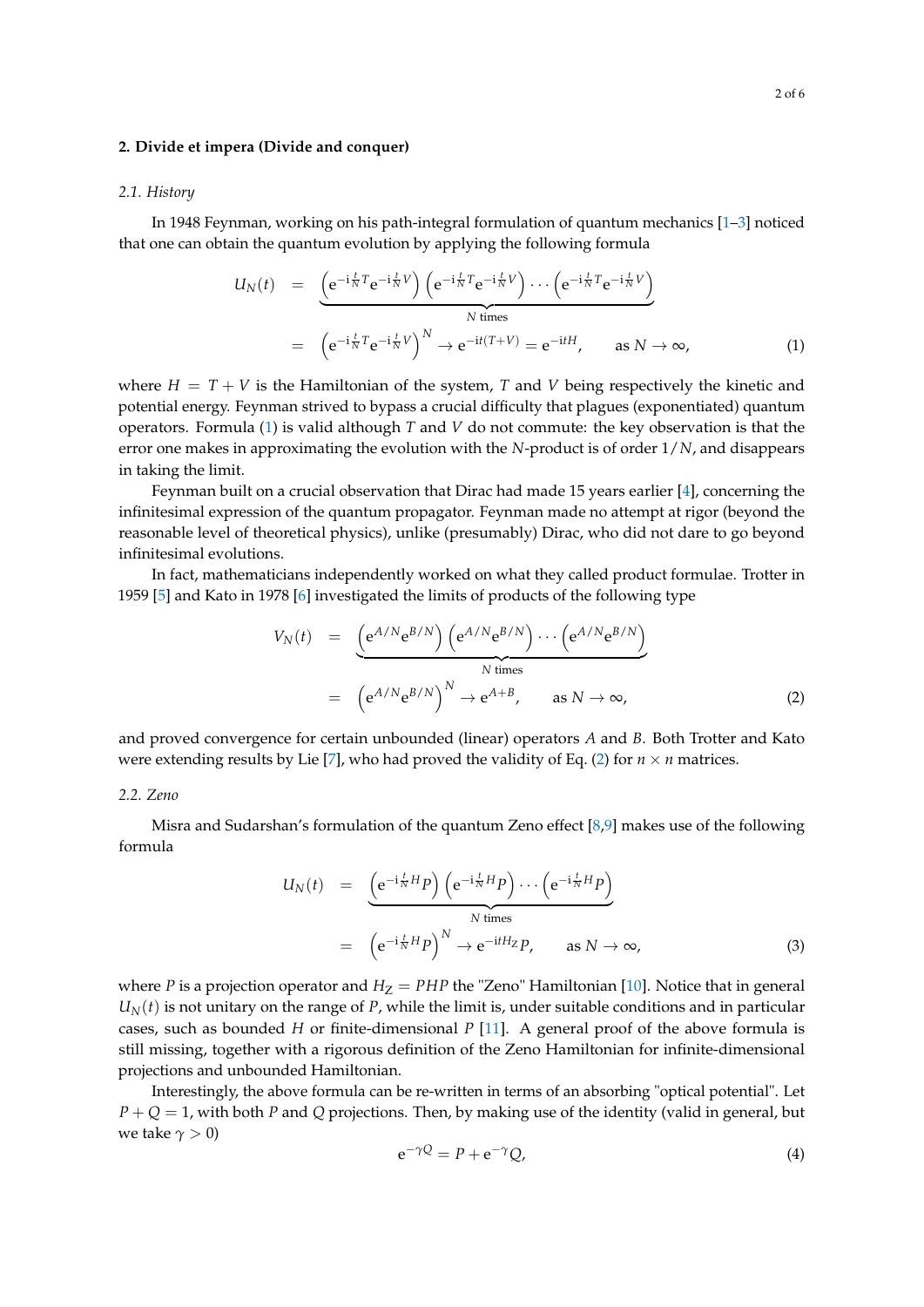## 2. Divide et impera (Divide and conquer)

### 2.1. History

In 1948 Feynman, working on his path-integral formulation of quantum mechanics [1–3] noticed that one can obtain the quantum evolution by applying the following formula

$$
\begin{aligned}
U_N(t) &= \underbrace{\left(\mathrm{e}^{-\mathrm{i}\frac{t}{N}T}\mathrm{e}^{-\mathrm{i}\frac{t}{N}V}\right)\left(\mathrm{e}^{-\mathrm{i}\frac{t}{N}T}\mathrm{e}^{-\mathrm{i}\frac{t}{N}V}\right)\cdots\left(\mathrm{e}^{-\mathrm{i}\frac{t}{N}T}\mathrm{e}^{-\mathrm{i}\frac{t}{N}V}\right)}_{N \text{ times}} \\
&= \left(\mathrm{e}^{-\mathrm{i}\frac{t}{N}T}\mathrm{e}^{-\mathrm{i}\frac{t}{N}V}\right)^N \to \mathrm{e}^{-\mathrm{i}t(T+V)} = \mathrm{e}^{-\mathrm{i}tH}, \qquad \text{as } N \to \infty,
\end{aligned} \tag{1}
$$

where $H = T + V$ is the Hamiltonian of the system, $T$ and $V$ being respectively the kinetic and potential energy. Feynman strived to bypass a crucial difficulty that plagues (exponentiated) quantum operators. Formula (1) is valid although $T$ and $V$ do not commute: the key observation is that the error one makes in approximating the evolution with the $N$-product is of order $1/N$, and disappears in taking the limit.

Feynman built on a crucial observation that Dirac had made 15 years earlier [4], concerning the infinitesimal expression of the quantum propagator. Feynman made no attempt at rigor (beyond the reasonable level of theoretical physics), unlike (presumably) Dirac, who did not dare to go beyond infinitesimal evolutions.

In fact, mathematicians independently worked on what they called product formulae. Trotter in 1959 [5] and Kato in 1978 [6] investigated the limits of products of the following type

$$
\begin{aligned}
V_N(t) &= \underbrace{\left(\mathrm{e}^{A/N}\mathrm{e}^{B/N}\right)\left(\mathrm{e}^{A/N}\mathrm{e}^{B/N}\right)\cdots\left(\mathrm{e}^{A/N}\mathrm{e}^{B/N}\right)}_{N \text{ times}} \\
&= \left(\mathrm{e}^{A/N}\mathrm{e}^{B/N}\right)^N \to \mathrm{e}^{A+B}, \qquad \text{as } N \to \infty,
\end{aligned} \tag{2}
$$

and proved convergence for certain unbounded (linear) operators $A$ and $B$. Both Trotter and Kato were extending results by Lie [7], who had proved the validity of Eq. (2) for $n \times n$ matrices.

### 2.2. Zeno

Misra and Sudarshan's formulation of the quantum Zeno effect [8,9] makes use of the following formula

$$
\begin{aligned}
U_N(t) &= \underbrace{\left(\mathrm{e}^{-\mathrm{i}\frac{t}{N}H}P\right)\left(\mathrm{e}^{-\mathrm{i}\frac{t}{N}H}P\right)\cdots\left(\mathrm{e}^{-\mathrm{i}\frac{t}{N}H}P\right)}_{N \text{ times}} \\
&= \left(\mathrm{e}^{-\mathrm{i}\frac{t}{N}H}P\right)^N \to \mathrm{e}^{-\mathrm{i}tH_Z}P, \qquad \text{as } N \to \infty,
\end{aligned} \tag{3}
$$

where $P$ is a projection operator and $H_Z = PHP$ the "Zeno" Hamiltonian [10]. Notice that in general $U_N(t)$ is not unitary on the range of $P$, while the limit is, under suitable conditions and in particular cases, such as bounded $H$ or finite-dimensional $P$ [11]. A general proof of the above formula is still missing, together with a rigorous definition of the Zeno Hamiltonian for infinite-dimensional projections and unbounded Hamiltonian.

Interestingly, the above formula can be re-written in terms of an absorbing "optical potential". Let $P + Q = 1$, with both $P$ and $Q$ projections. Then, by making use of the identity (valid in general, but we take $\gamma > 0$)

$$
\mathrm{e}^{-\gamma Q} = P + \mathrm{e}^{-\gamma}Q, \tag{4}
$$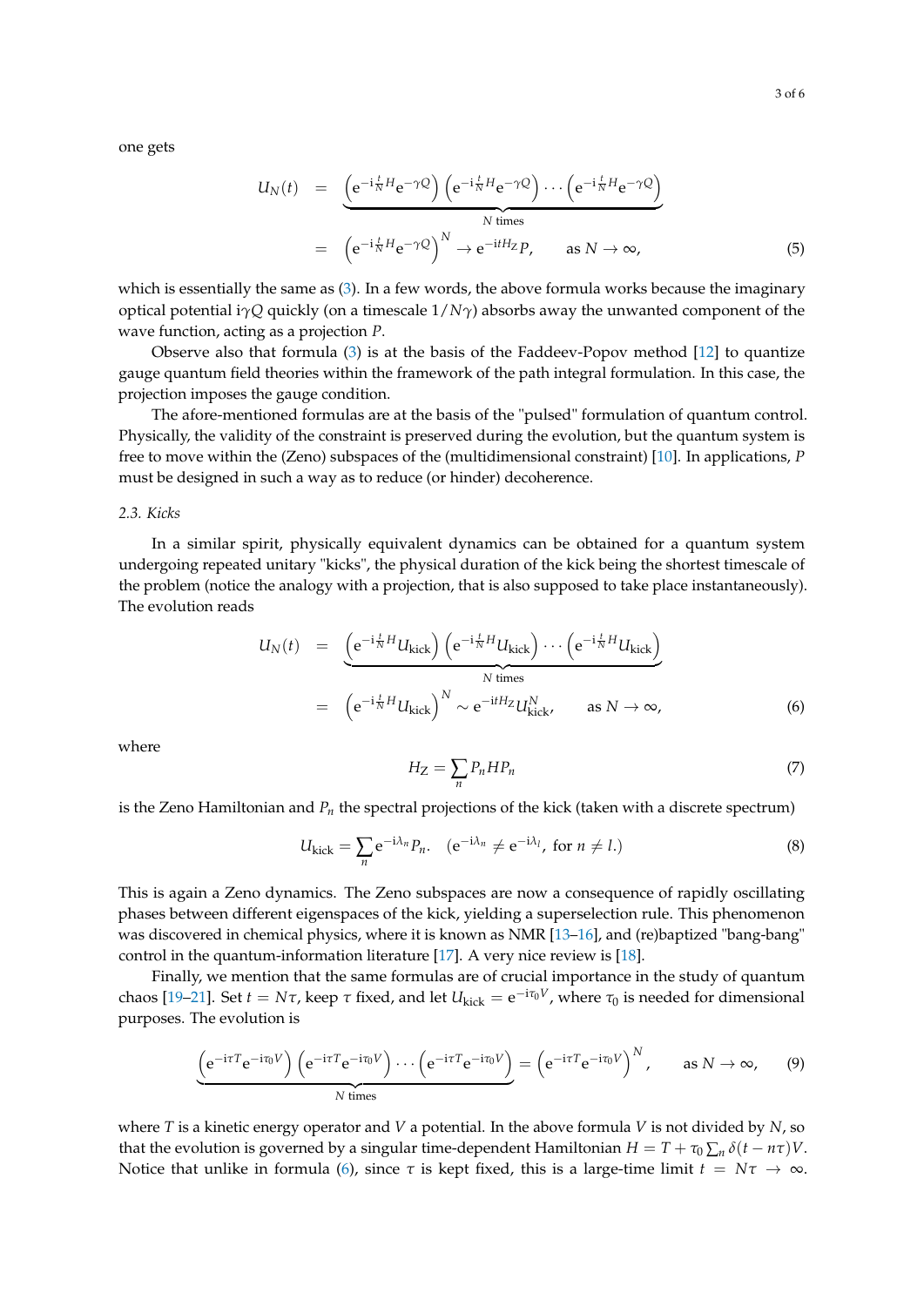one gets

$$
\begin{aligned}
U_N(t) &= \underbrace{\left(\mathrm{e}^{-\mathrm{i}\frac{t}{N}H}\mathrm{e}^{-\gamma Q}\right)\left(\mathrm{e}^{-\mathrm{i}\frac{t}{N}H}\mathrm{e}^{-\gamma Q}\right)\cdots\left(\mathrm{e}^{-\mathrm{i}\frac{t}{N}H}\mathrm{e}^{-\gamma Q}\right)}_{N \text{ times}} \\
&= \left(\mathrm{e}^{-\mathrm{i}\frac{t}{N}H}\mathrm{e}^{-\gamma Q}\right)^N \to \mathrm{e}^{-\mathrm{i}tH_Z}P, \qquad \text{as } N \to \infty,
\end{aligned} \tag{5}
$$

which is essentially the same as (3). In a few words, the above formula works because the imaginary optical potential $\mathrm{i}\gamma Q$ quickly (on a timescale $1/N\gamma$) absorbs away the unwanted component of the wave function, acting as a projection $P$.

Observe also that formula (3) is at the basis of the Faddeev-Popov method [12] to quantize gauge quantum field theories within the framework of the path integral formulation. In this case, the projection imposes the gauge condition.

The afore-mentioned formulas are at the basis of the "pulsed" formulation of quantum control. Physically, the validity of the constraint is preserved during the evolution, but the quantum system is free to move within the (Zeno) subspaces of the (multidimensional constraint) [10]. In applications, $P$ must be designed in such a way as to reduce (or hinder) decoherence.

### 2.3. Kicks

In a similar spirit, physically equivalent dynamics can be obtained for a quantum system undergoing repeated unitary "kicks", the physical duration of the kick being the shortest timescale of the problem (notice the analogy with a projection, that is also supposed to take place instantaneously). The evolution reads

$$
\begin{aligned}
U_N(t) &= \underbrace{\left(\mathrm{e}^{-\mathrm{i}\frac{t}{N}H}U_{\text{kick}}\right)\left(\mathrm{e}^{-\mathrm{i}\frac{t}{N}H}U_{\text{kick}}\right)\cdots\left(\mathrm{e}^{-\mathrm{i}\frac{t}{N}H}U_{\text{kick}}\right)}_{N \text{ times}} \\
&= \left(\mathrm{e}^{-\mathrm{i}\frac{t}{N}H}U_{\text{kick}}\right)^N \sim \mathrm{e}^{-\mathrm{i}tH_Z}U_{\text{kick}}^N, \qquad \text{as } N \to \infty,
\end{aligned} \tag{6}
$$

where

$$
H_Z = \sum_n P_n H P_n \tag{7}
$$

is the Zeno Hamiltonian and $P_n$ the spectral projections of the kick (taken with a discrete spectrum)

$$
U_{\text{kick}} = \sum_n \mathrm{e}^{-\mathrm{i}\lambda_n} P_n. \quad (\mathrm{e}^{-\mathrm{i}\lambda_n} \neq \mathrm{e}^{-\mathrm{i}\lambda_l}, \text{ for } n \neq l.) \tag{8}
$$

This is again a Zeno dynamics. The Zeno subspaces are now a consequence of rapidly oscillating phases between different eigenspaces of the kick, yielding a superselection rule. This phenomenon was discovered in chemical physics, where it is known as NMR [13–16], and (re)baptized "bang-bang" control in the quantum-information literature [17]. A very nice review is [18].

Finally, we mention that the same formulas are of crucial importance in the study of quantum chaos [19–21]. Set $t = N\tau$, keep $\tau$ fixed, and let $U_{\text{kick}} = \mathrm{e}^{-\mathrm{i}\tau_0 V}$, where $\tau_0$ is needed for dimensional purposes. The evolution is

$$
\underbrace{\left(\mathrm{e}^{-\mathrm{i}\tau T}\mathrm{e}^{-\mathrm{i}\tau_0 V}\right)\left(\mathrm{e}^{-\mathrm{i}\tau T}\mathrm{e}^{-\mathrm{i}\tau_0 V}\right)\cdots\left(\mathrm{e}^{-\mathrm{i}\tau T}\mathrm{e}^{-\mathrm{i}\tau_0 V}\right)}_{N \text{ times}} = \left(\mathrm{e}^{-\mathrm{i}\tau T}\mathrm{e}^{-\mathrm{i}\tau_0 V}\right)^N, \qquad \text{as } N \to \infty, \tag{9}
$$

where $T$ is a kinetic energy operator and $V$ a potential. In the above formula $V$ is not divided by $N$, so that the evolution is governed by a singular time-dependent Hamiltonian $H = T + \tau_0 \sum_n \delta(t - n\tau)V$. Notice that unlike in formula (6), since $\tau$ is kept fixed, this is a large-time limit $t = N\tau \to \infty$.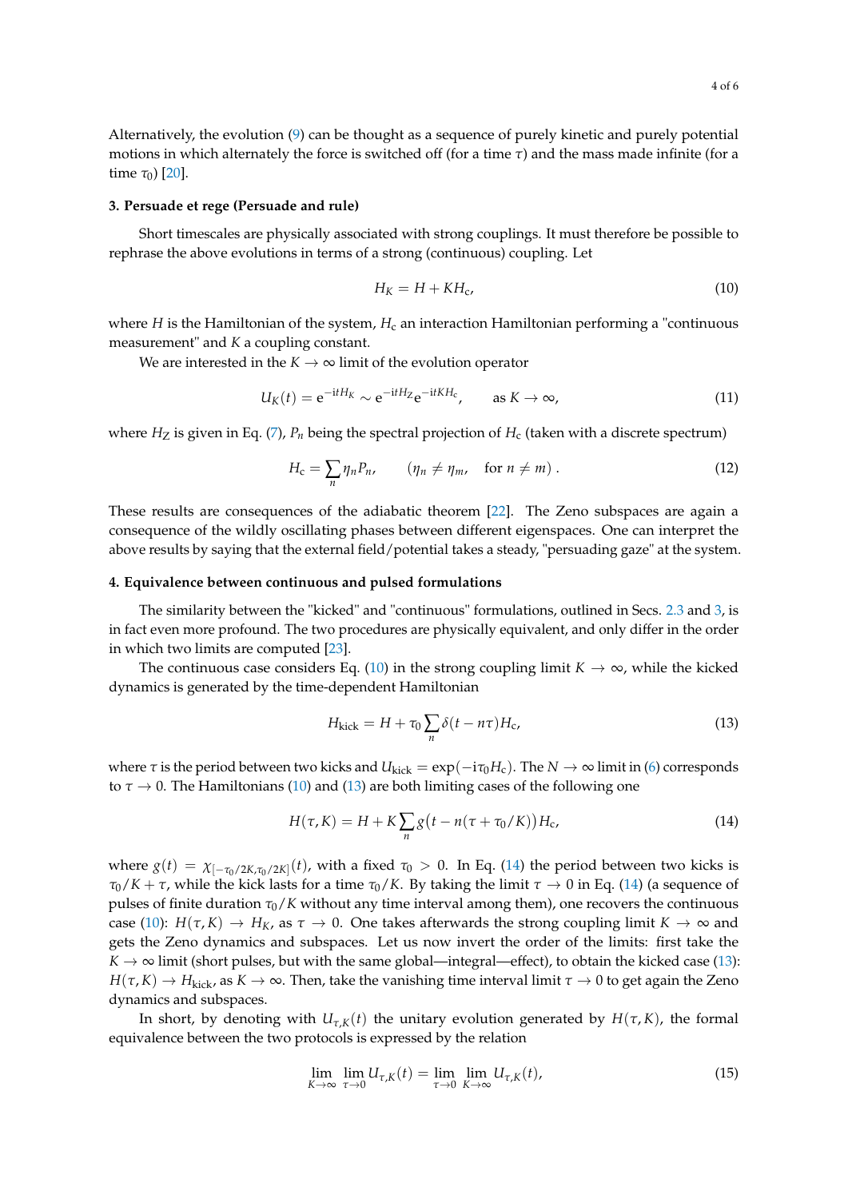Alternatively, the evolution (9) can be thought as a sequence of purely kinetic and purely potential motions in which alternately the force is switched off (for a time $\tau$) and the mass made infinite (for a time $\tau_0$) [20].

### 3. Persuade et rege (Persuade and rule)

Short timescales are physically associated with strong couplings. It must therefore be possible to rephrase the above evolutions in terms of a strong (continuous) coupling. Let

$$H_K = H + KH_c, \tag{10}$$

where $H$ is the Hamiltonian of the system, $H_c$ an interaction Hamiltonian performing a "continuous measurement" and $K$ a coupling constant.

We are interested in the $K \to \infty$ limit of the evolution operator

$$U_K(t) = e^{-itH_K} \sim e^{-itH_Z} e^{-itKH_c}, \qquad \text{as } K \to \infty, \tag{11}$$

where $H_Z$ is given in Eq. (7), $P_n$ being the spectral projection of $H_c$ (taken with a discrete spectrum)

$$H_c = \sum_n \eta_n P_n, \qquad (\eta_n \neq \eta_m, \quad \text{for } n \neq m). \tag{12}$$

These results are consequences of the adiabatic theorem [22]. The Zeno subspaces are again a consequence of the wildly oscillating phases between different eigenspaces. One can interpret the above results by saying that the external field/potential takes a steady, "persuading gaze" at the system.

### 4. Equivalence between continuous and pulsed formulations

The similarity between the "kicked" and "continuous" formulations, outlined in Secs. 2.3 and 3, is in fact even more profound. The two procedures are physically equivalent, and only differ in the order in which two limits are computed [23].

The continuous case considers Eq. (10) in the strong coupling limit $K \to \infty$, while the kicked dynamics is generated by the time-dependent Hamiltonian

$$H_{\text{kick}} = H + \tau_0 \sum_n \delta(t - n\tau) H_c, \tag{13}$$

where $\tau$ is the period between two kicks and $U_{\text{kick}} = \exp(-i\tau_0 H_c)$. The $N \to \infty$ limit in (6) corresponds to $\tau \to 0$. The Hamiltonians (10) and (13) are both limiting cases of the following one

$$H(\tau, K) = H + K \sum_n g\big(t - n(\tau + \tau_0/K)\big) H_c, \tag{14}$$

where $g(t) = \chi_{[-\tau_0/2K, \tau_0/2K]}(t)$, with a fixed $\tau_0 > 0$. In Eq. (14) the period between two kicks is $\tau_0/K + \tau$, while the kick lasts for a time $\tau_0/K$. By taking the limit $\tau \to 0$ in Eq. (14) (a sequence of pulses of finite duration $\tau_0/K$ without any time interval among them), one recovers the continuous case (10): $H(\tau, K) \to H_K$, as $\tau \to 0$. One takes afterwards the strong coupling limit $K \to \infty$ and gets the Zeno dynamics and subspaces. Let us now invert the order of the limits: first take the $K \to \infty$ limit (short pulses, but with the same global—integral—effect), to obtain the kicked case (13): $H(\tau, K) \to H_{\text{kick}}$, as $K \to \infty$. Then, take the vanishing time interval limit $\tau \to 0$ to get again the Zeno dynamics and subspaces.

In short, by denoting with $U_{\tau,K}(t)$ the unitary evolution generated by $H(\tau, K)$, the formal equivalence between the two protocols is expressed by the relation

$$\lim_{K\to\infty} \lim_{\tau\to 0} U_{\tau,K}(t) = \lim_{\tau\to 0} \lim_{K\to\infty} U_{\tau,K}(t), \tag{15}$$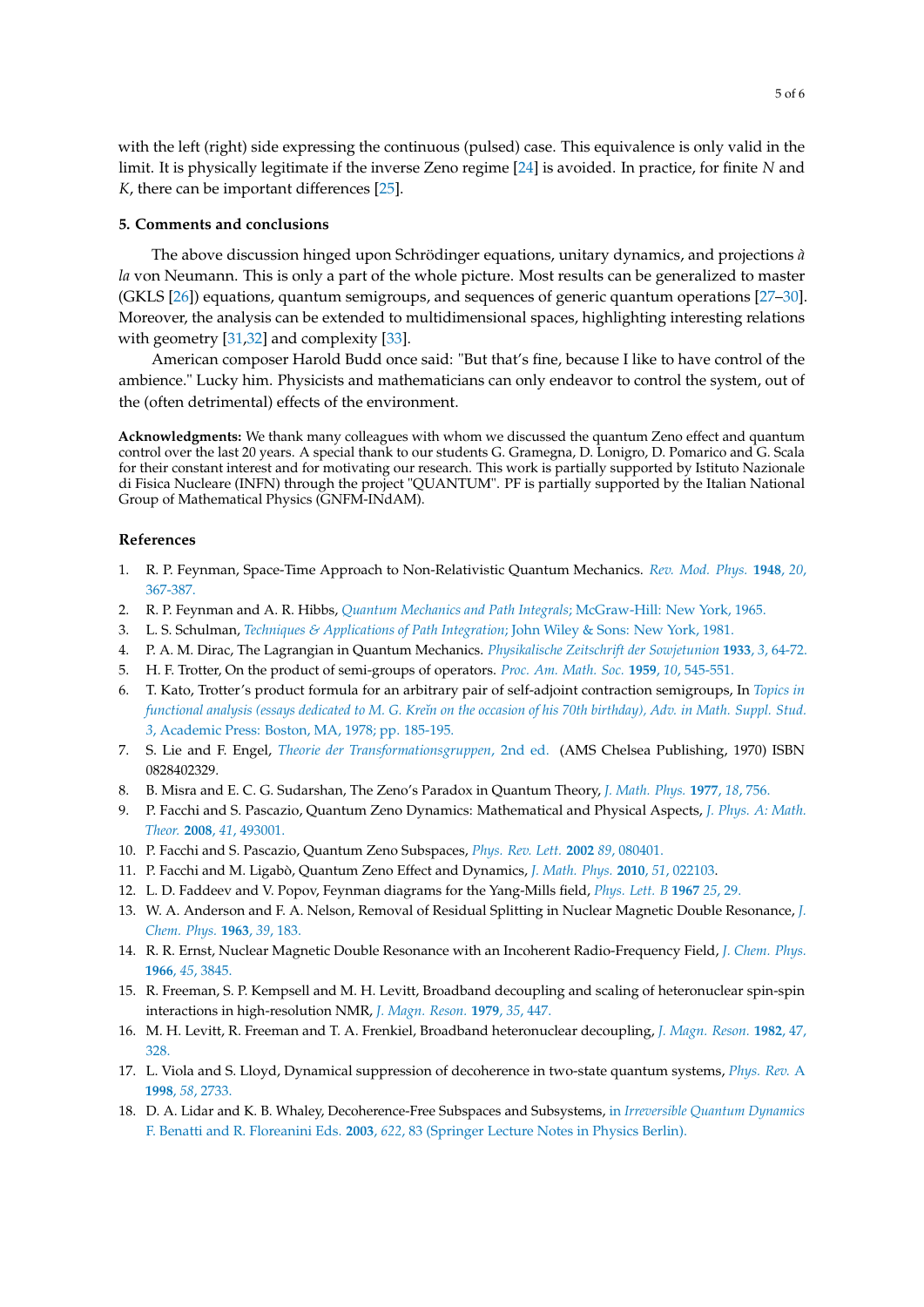with the left (right) side expressing the continuous (pulsed) case. This equivalence is only valid in the limit. It is physically legitimate if the inverse Zeno regime [24] is avoided. In practice, for finite $N$ and $K$, there can be important differences [25].

## 5. Comments and conclusions

The above discussion hinged upon Schrödinger equations, unitary dynamics, and projections *à la* von Neumann. This is only a part of the whole picture. Most results can be generalized to master (GKLS [26]) equations, quantum semigroups, and sequences of generic quantum operations [27–30]. Moreover, the analysis can be extended to multidimensional spaces, highlighting interesting relations with geometry [31,32] and complexity [33].

American composer Harold Budd once said: "But that's fine, because I like to have control of the ambience." Lucky him. Physicists and mathematicians can only endeavor to control the system, out of the (often detrimental) effects of the environment.

**Acknowledgments:** We thank many colleagues with whom we discussed the quantum Zeno effect and quantum control over the last 20 years. A special thank to our students G. Gramegna, D. Lonigro, D. Pomarico and G. Scala for their constant interest and for motivating our research. This work is partially supported by Istituto Nazionale di Fisica Nucleare (INFN) through the project "QUANTUM". PF is partially supported by the Italian National Group of Mathematical Physics (GNFM-INdAM).

## References

1. R. P. Feynman, Space-Time Approach to Non-Relativistic Quantum Mechanics. *Rev. Mod. Phys.* **1948**, *20*, 367-387.
2. R. P. Feynman and A. R. Hibbs, *Quantum Mechanics and Path Integrals*; McGraw-Hill: New York, 1965.
3. L. S. Schulman, *Techniques & Applications of Path Integration*; John Wiley & Sons: New York, 1981.
4. P. A. M. Dirac, The Lagrangian in Quantum Mechanics. *Physikalische Zeitschrift der Sowjetunion* **1933**, *3*, 64-72.
5. H. F. Trotter, On the product of semi-groups of operators. *Proc. Am. Math. Soc.* **1959**, *10*, 545-551.
6. T. Kato, Trotter's product formula for an arbitrary pair of self-adjoint contraction semigroups, In *Topics in functional analysis (essays dedicated to M. G. Kreĭn on the occasion of his 70th birthday), Adv. in Math. Suppl. Stud. 3*, Academic Press: Boston, MA, 1978; pp. 185-195.
7. S. Lie and F. Engel, *Theorie der Transformationsgruppen*, 2nd ed. (AMS Chelsea Publishing, 1970) ISBN 0828402329.
8. B. Misra and E. C. G. Sudarshan, The Zeno's Paradox in Quantum Theory, *J. Math. Phys.* **1977**, *18*, 756.
9. P. Facchi and S. Pascazio, Quantum Zeno Dynamics: Mathematical and Physical Aspects, *J. Phys. A: Math. Theor.* **2008**, *41*, 493001.
10. P. Facchi and S. Pascazio, Quantum Zeno Subspaces, *Phys. Rev. Lett.* **2002** *89*, 080401.
11. P. Facchi and M. Ligabò, Quantum Zeno Effect and Dynamics, *J. Math. Phys.* **2010**, *51*, 022103.
12. L. D. Faddeev and V. Popov, Feynman diagrams for the Yang-Mills field, *Phys. Lett. B* **1967** *25*, 29.
13. W. A. Anderson and F. A. Nelson, Removal of Residual Splitting in Nuclear Magnetic Double Resonance, *J. Chem. Phys.* **1963**, *39*, 183.
14. R. R. Ernst, Nuclear Magnetic Double Resonance with an Incoherent Radio-Frequency Field, *J. Chem. Phys.* **1966**, *45*, 3845.
15. R. Freeman, S. P. Kempsell and M. H. Levitt, Broadband decoupling and scaling of heteronuclear spin-spin interactions in high-resolution NMR, *J. Magn. Reson.* **1979**, *35*, 447.
16. M. H. Levitt, R. Freeman and T. A. Frenkiel, Broadband heteronuclear decoupling, *J. Magn. Reson.* **1982**, *47*, 328.
17. L. Viola and S. Lloyd, Dynamical suppression of decoherence in two-state quantum systems, *Phys. Rev. A* **1998**, *58*, 2733.
18. D. A. Lidar and K. B. Whaley, Decoherence-Free Subspaces and Subsystems, in *Irreversible Quantum Dynamics* F. Benatti and R. Floreanini Eds. **2003**, *622*, 83 (Springer Lecture Notes in Physics Berlin).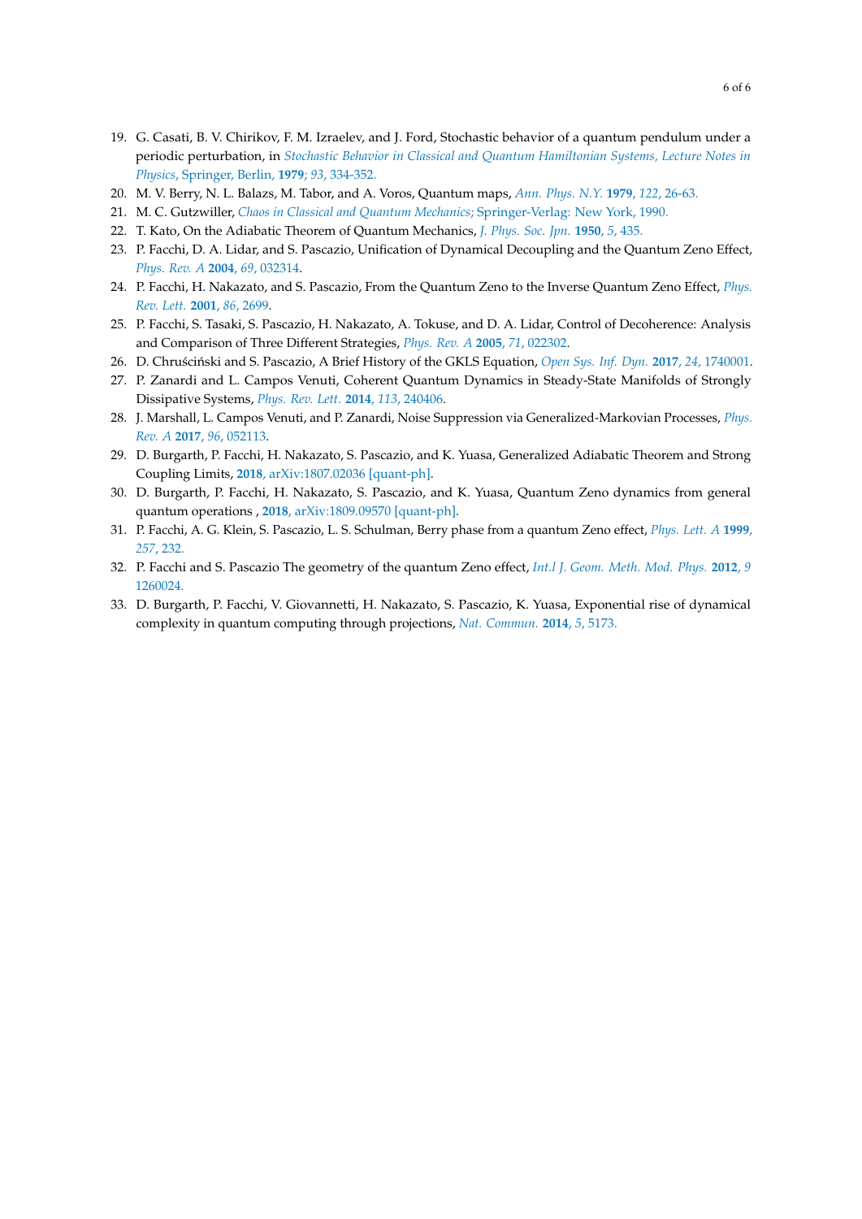19. G. Casati, B. V. Chirikov, F. M. Izraelev, and J. Ford, Stochastic behavior of a quantum pendulum under a periodic perturbation, in *Stochastic Behavior in Classical and Quantum Hamiltonian Systems, Lecture Notes in Physics*, Springer, Berlin, **1979**; *93*, 334-352.
20. M. V. Berry, N. L. Balazs, M. Tabor, and A. Voros, Quantum maps, *Ann. Phys. N.Y.* **1979**, *122*, 26-63.
21. M. C. Gutzwiller, *Chaos in Classical and Quantum Mechanics*; Springer-Verlag: New York, 1990.
22. T. Kato, On the Adiabatic Theorem of Quantum Mechanics, *J. Phys. Soc. Jpn.* **1950**, *5*, 435.
23. P. Facchi, D. A. Lidar, and S. Pascazio, Unification of Dynamical Decoupling and the Quantum Zeno Effect, *Phys. Rev. A* **2004**, *69*, 032314.
24. P. Facchi, H. Nakazato, and S. Pascazio, From the Quantum Zeno to the Inverse Quantum Zeno Effect, *Phys. Rev. Lett.* **2001**, *86*, 2699.
25. P. Facchi, S. Tasaki, S. Pascazio, H. Nakazato, A. Tokuse, and D. A. Lidar, Control of Decoherence: Analysis and Comparison of Three Different Strategies, *Phys. Rev. A* **2005**, *71*, 022302.
26. D. Chruściński and S. Pascazio, A Brief History of the GKLS Equation, *Open Sys. Inf. Dyn.* **2017**, *24*, 1740001.
27. P. Zanardi and L. Campos Venuti, Coherent Quantum Dynamics in Steady-State Manifolds of Strongly Dissipative Systems, *Phys. Rev. Lett.* **2014**, *113*, 240406.
28. J. Marshall, L. Campos Venuti, and P. Zanardi, Noise Suppression via Generalized-Markovian Processes, *Phys. Rev. A* **2017**, *96*, 052113.
29. D. Burgarth, P. Facchi, H. Nakazato, S. Pascazio, and K. Yuasa, Generalized Adiabatic Theorem and Strong Coupling Limits, **2018**, arXiv:1807.02036 [quant-ph].
30. D. Burgarth, P. Facchi, H. Nakazato, S. Pascazio, and K. Yuasa, Quantum Zeno dynamics from general quantum operations , **2018**, arXiv:1809.09570 [quant-ph].
31. P. Facchi, A. G. Klein, S. Pascazio, L. S. Schulman, Berry phase from a quantum Zeno effect, *Phys. Lett. A* **1999**, *257*, 232.
32. P. Facchi and S. Pascazio The geometry of the quantum Zeno effect, *Int.l J. Geom. Meth. Mod. Phys.* **2012**, *9* 1260024.
33. D. Burgarth, P. Facchi, V. Giovannetti, H. Nakazato, S. Pascazio, K. Yuasa, Exponential rise of dynamical complexity in quantum computing through projections, *Nat. Commun.* **2014**, *5*, 5173.